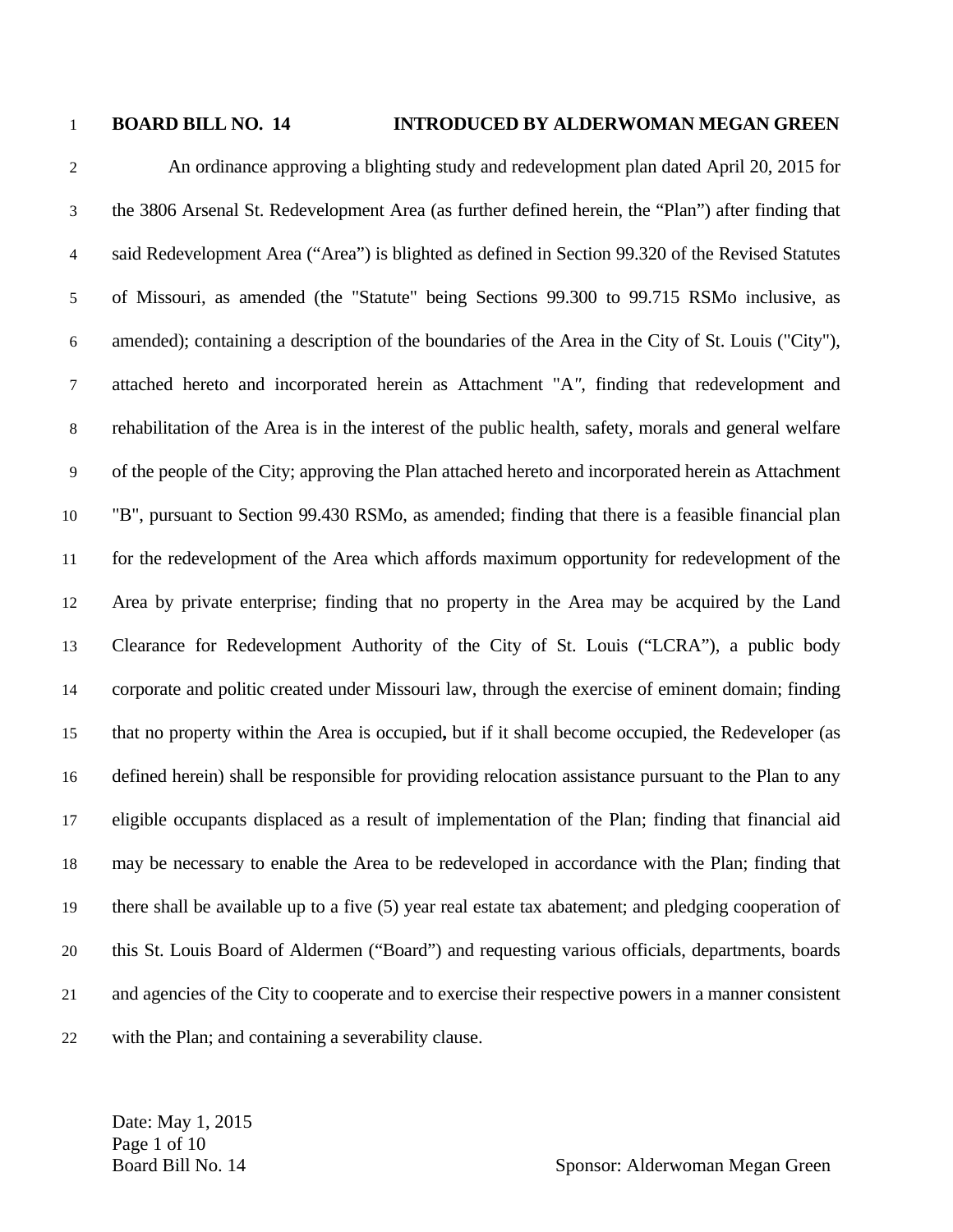**BOARD BILL NO. 14 INTRODUCED BY ALDERWOMAN MEGAN GREEN**

An ordinance approving a blighting study and redevelopment plan dated April 20, 2015 for the 3806 Arsenal St. Redevelopment Area (as further defined herein, the "Plan") after finding that said Redevelopment Area ("Area") is blighted as defined in Section 99.320 of the Revised Statutes of Missouri, as amended (the "Statute" being Sections 99.300 to 99.715 RSMo inclusive, as amended); containing a description of the boundaries of the Area in the City of St. Louis ("City"), attached hereto and incorporated herein as Attachment "A", finding that redevelopment and rehabilitation of the Area is in the interest of the public health, safety, morals and general welfare of the people of the City; approving the Plan attached hereto and incorporated herein as Attachment "B", pursuant to Section 99.430 RSMo, as amended; finding that there is a feasible financial plan for the redevelopment of the Area which affords maximum opportunity for redevelopment of the Area by private enterprise; finding that no property in the Area may be acquired by the Land Clearance for Redevelopment Authority of the City of St. Louis ("LCRA"), a public body corporate and politic created under Missouri law, through the exercise of eminent domain; finding that no property within the Area is occupied**,** but if it shall become occupied, the Redeveloper (as defined herein) shall be responsible for providing relocation assistance pursuant to the Plan to any eligible occupants displaced as a result of implementation of the Plan; finding that financial aid may be necessary to enable the Area to be redeveloped in accordance with the Plan; finding that there shall be available up to a five (5) year real estate tax abatement; and pledging cooperation of this St. Louis Board of Aldermen ("Board") and requesting various officials, departments, boards and agencies of the City to cooperate and to exercise their respective powers in a manner consistent with the Plan; and containing a severability clause.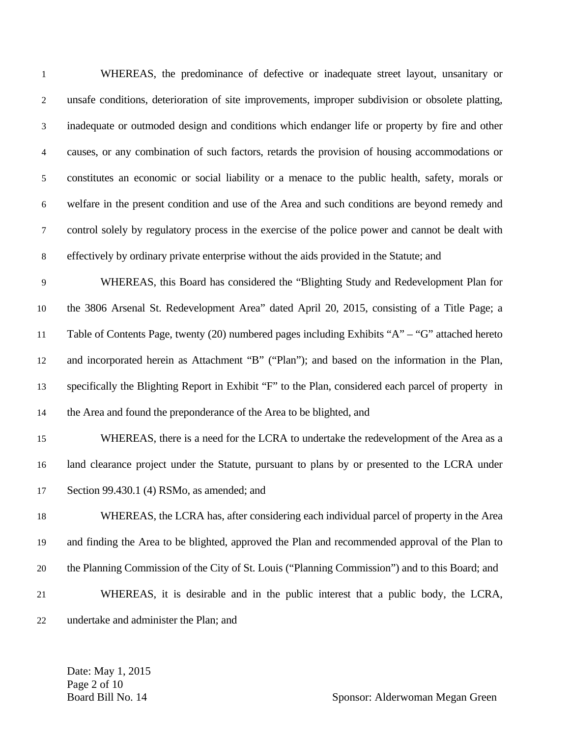WHEREAS, the predominance of defective or inadequate street layout, unsanitary or unsafe conditions, deterioration of site improvements, improper subdivision or obsolete platting, inadequate or outmoded design and conditions which endanger life or property by fire and other causes, or any combination of such factors, retards the provision of housing accommodations or constitutes an economic or social liability or a menace to the public health, safety, morals or welfare in the present condition and use of the Area and such conditions are beyond remedy and control solely by regulatory process in the exercise of the police power and cannot be dealt with effectively by ordinary private enterprise without the aids provided in the Statute; and

WHEREAS, this Board has considered the "Blighting Study and Redevelopment Plan for the 3806 Arsenal St. Redevelopment Area" dated April 20, 2015, consisting of a Title Page; a Table of Contents Page, twenty (20) numbered pages including Exhibits "A" – "G" attached hereto and incorporated herein as Attachment "B" ("Plan"); and based on the information in the Plan, specifically the Blighting Report in Exhibit "F" to the Plan, considered each parcel of property in the Area and found the preponderance of the Area to be blighted, and

WHEREAS, there is a need for the LCRA to undertake the redevelopment of the Area as a land clearance project under the Statute, pursuant to plans by or presented to the LCRA under Section 99.430.1 (4) RSMo, as amended; and

WHEREAS, the LCRA has, after considering each individual parcel of property in the Area and finding the Area to be blighted, approved the Plan and recommended approval of the Plan to the Planning Commission of the City of St. Louis ("Planning Commission") and to this Board; and

WHEREAS, it is desirable and in the public interest that a public body, the LCRA, undertake and administer the Plan; and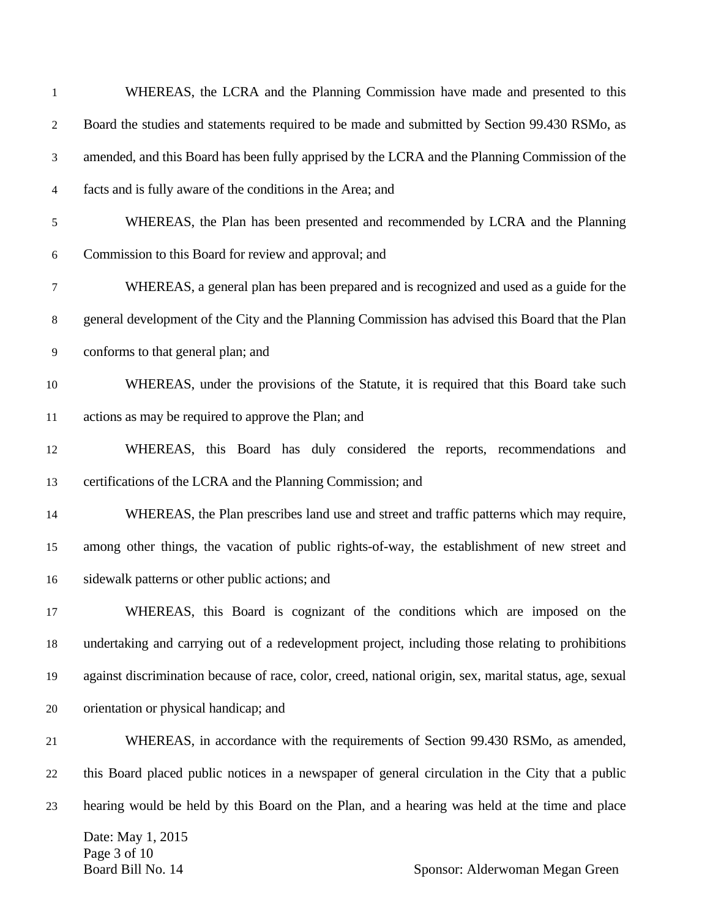WHEREAS, the LCRA and the Planning Commission have made and presented to this Board the studies and statements required to be made and submitted by Section 99.430 RSMo, as amended, and this Board has been fully apprised by the LCRA and the Planning Commission of the facts and is fully aware of the conditions in the Area; and

WHEREAS, the Plan has been presented and recommended by LCRA and the Planning Commission to this Board for review and approval; and

WHEREAS, a general plan has been prepared and is recognized and used as a guide for the general development of the City and the Planning Commission has advised this Board that the Plan conforms to that general plan; and

WHEREAS, under the provisions of the Statute, it is required that this Board take such actions as may be required to approve the Plan; and

WHEREAS, this Board has duly considered the reports, recommendations and certifications of the LCRA and the Planning Commission; and

WHEREAS, the Plan prescribes land use and street and traffic patterns which may require, among other things, the vacation of public rights-of-way, the establishment of new street and sidewalk patterns or other public actions; and

WHEREAS, this Board is cognizant of the conditions which are imposed on the undertaking and carrying out of a redevelopment project, including those relating to prohibitions against discrimination because of race, color, creed, national origin, sex, marital status, age, sexual orientation or physical handicap; and

WHEREAS, in accordance with the requirements of Section 99.430 RSMo, as amended, this Board placed public notices in a newspaper of general circulation in the City that a public hearing would be held by this Board on the Plan, and a hearing was held at the time and place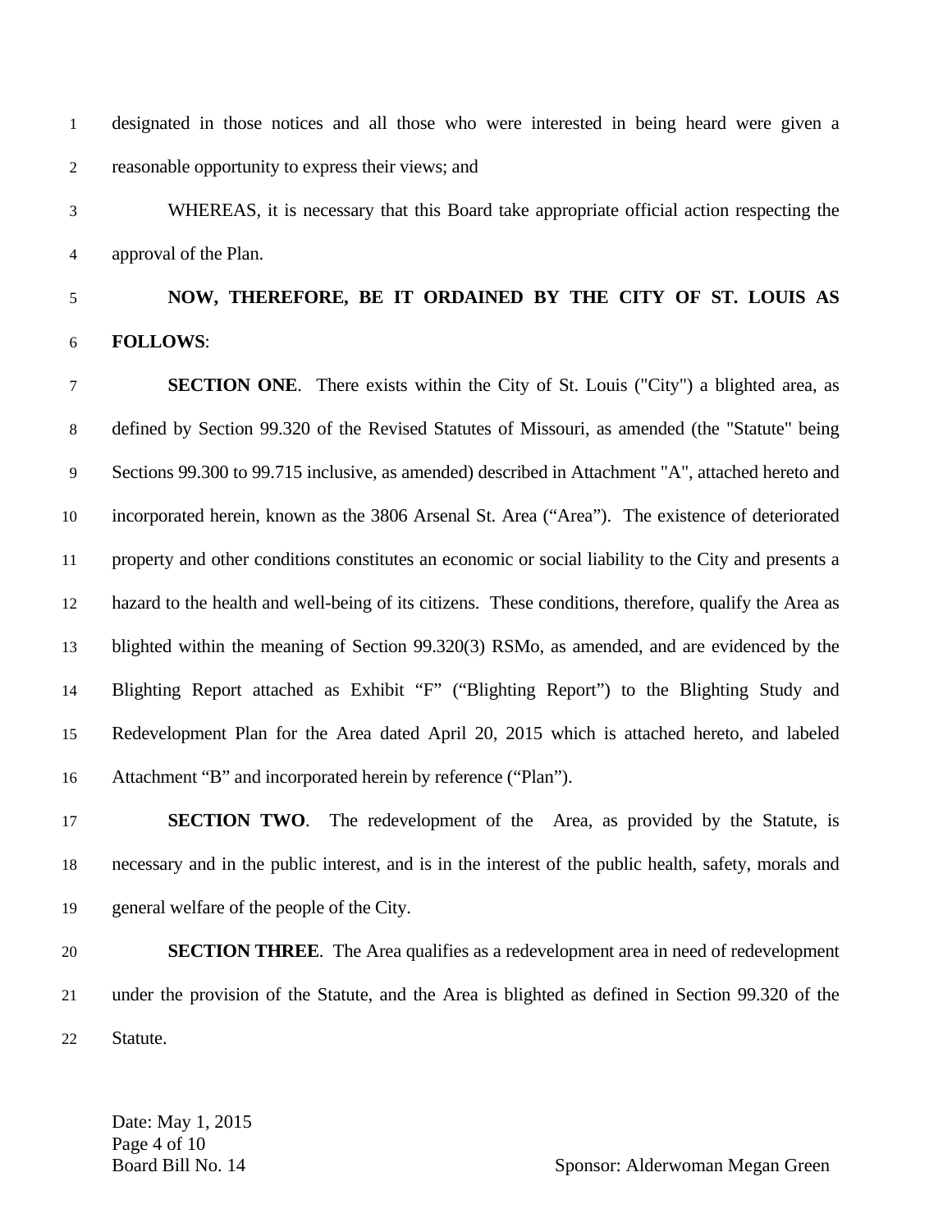designated in those notices and all those who were interested in being heard were given a reasonable opportunity to express their views; and

WHEREAS, it is necessary that this Board take appropriate official action respecting the approval of the Plan.

**NOW, THEREFORE, BE IT ORDAINED BY THE CITY OF ST. LOUIS AS FOLLOWS**:

**SECTION ONE**. There exists within the City of St. Louis ("City") a blighted area, as defined by Section 99.320 of the Revised Statutes of Missouri, as amended (the "Statute" being Sections 99.300 to 99.715 inclusive, as amended) described in Attachment "A", attached hereto and incorporated herein, known as the 3806 Arsenal St. Area ("Area"). The existence of deteriorated property and other conditions constitutes an economic or social liability to the City and presents a hazard to the health and well-being of its citizens. These conditions, therefore, qualify the Area as blighted within the meaning of Section 99.320(3) RSMo, as amended, and are evidenced by the Blighting Report attached as Exhibit "F" ("Blighting Report") to the Blighting Study and Redevelopment Plan for the Area dated April 20, 2015 which is attached hereto, and labeled Attachment "B" and incorporated herein by reference ("Plan").

**SECTION TWO**. The redevelopment of the Area, as provided by the Statute, is necessary and in the public interest, and is in the interest of the public health, safety, morals and general welfare of the people of the City.

**SECTION THREE**. The Area qualifies as a redevelopment area in need of redevelopment under the provision of the Statute, and the Area is blighted as defined in Section 99.320 of the Statute.

Date: May 1, 2015
Board Bill No. 14 Sponsor: Alderwoman Megan Green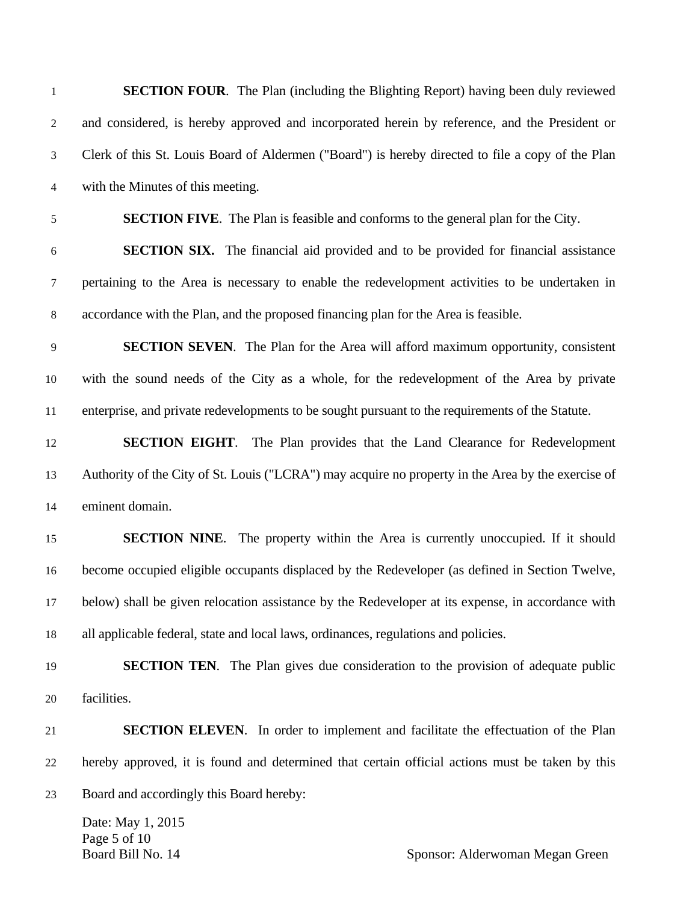**SECTION FOUR**. The Plan (including the Blighting Report) having been duly reviewed and considered, is hereby approved and incorporated herein by reference, and the President or Clerk of this St. Louis Board of Aldermen ("Board") is hereby directed to file a copy of the Plan with the Minutes of this meeting.

**SECTION FIVE**. The Plan is feasible and conforms to the general plan for the City.

**SECTION SIX.** The financial aid provided and to be provided for financial assistance pertaining to the Area is necessary to enable the redevelopment activities to be undertaken in accordance with the Plan, and the proposed financing plan for the Area is feasible.

**SECTION SEVEN**. The Plan for the Area will afford maximum opportunity, consistent with the sound needs of the City as a whole, for the redevelopment of the Area by private enterprise, and private redevelopments to be sought pursuant to the requirements of the Statute.

**SECTION EIGHT**. The Plan provides that the Land Clearance for Redevelopment Authority of the City of St. Louis ("LCRA") may acquire no property in the Area by the exercise of eminent domain.

**SECTION NINE**. The property within the Area is currently unoccupied. If it should become occupied eligible occupants displaced by the Redeveloper (as defined in Section Twelve, below) shall be given relocation assistance by the Redeveloper at its expense, in accordance with all applicable federal, state and local laws, ordinances, regulations and policies.

**SECTION TEN**. The Plan gives due consideration to the provision of adequate public facilities.

**SECTION ELEVEN**. In order to implement and facilitate the effectuation of the Plan hereby approved, it is found and determined that certain official actions must be taken by this Board and accordingly this Board hereby: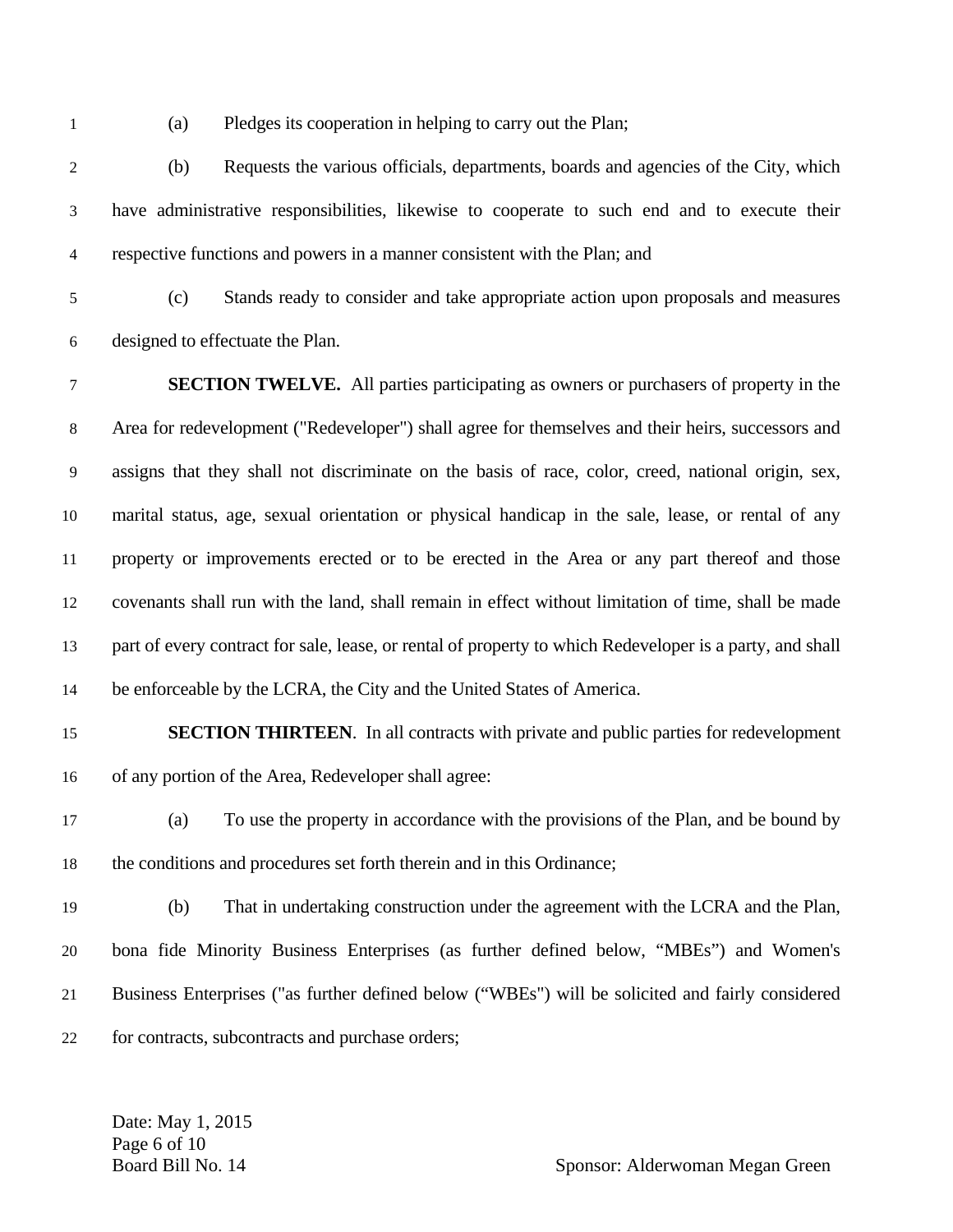(a) Pledges its cooperation in helping to carry out the Plan;

(b) Requests the various officials, departments, boards and agencies of the City, which have administrative responsibilities, likewise to cooperate to such end and to execute their respective functions and powers in a manner consistent with the Plan; and

(c) Stands ready to consider and take appropriate action upon proposals and measures designed to effectuate the Plan.

**SECTION TWELVE.** All parties participating as owners or purchasers of property in the Area for redevelopment ("Redeveloper") shall agree for themselves and their heirs, successors and assigns that they shall not discriminate on the basis of race, color, creed, national origin, sex, marital status, age, sexual orientation or physical handicap in the sale, lease, or rental of any property or improvements erected or to be erected in the Area or any part thereof and those covenants shall run with the land, shall remain in effect without limitation of time, shall be made part of every contract for sale, lease, or rental of property to which Redeveloper is a party, and shall be enforceable by the LCRA, the City and the United States of America.

**SECTION THIRTEEN**. In all contracts with private and public parties for redevelopment of any portion of the Area, Redeveloper shall agree:

(a) To use the property in accordance with the provisions of the Plan, and be bound by the conditions and procedures set forth therein and in this Ordinance;

(b) That in undertaking construction under the agreement with the LCRA and the Plan, bona fide Minority Business Enterprises (as further defined below, "MBEs") and Women's Business Enterprises ("as further defined below ("WBEs") will be solicited and fairly considered for contracts, subcontracts and purchase orders;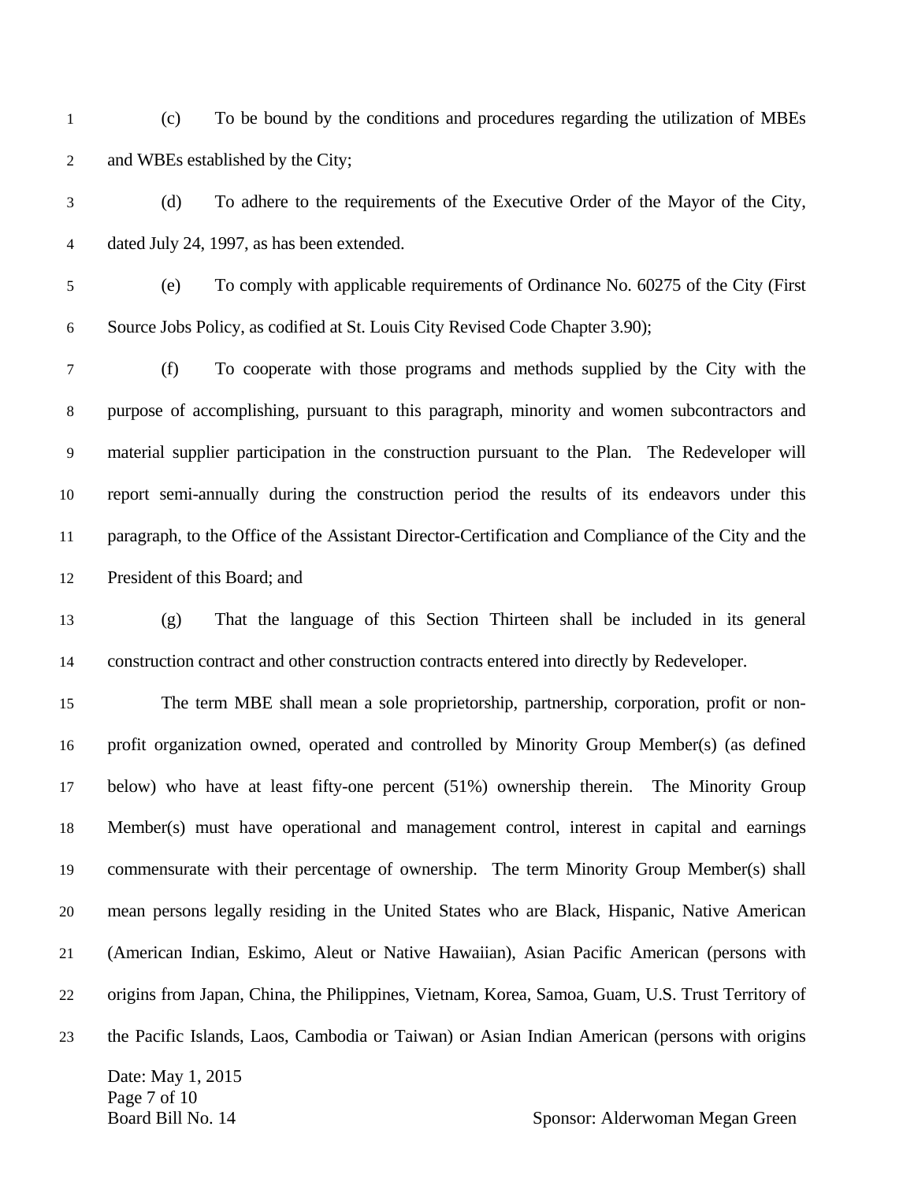(c) To be bound by the conditions and procedures regarding the utilization of MBEs and WBEs established by the City;

(d) To adhere to the requirements of the Executive Order of the Mayor of the City, dated July 24, 1997, as has been extended.

(e) To comply with applicable requirements of Ordinance No. 60275 of the City (First Source Jobs Policy, as codified at St. Louis City Revised Code Chapter 3.90);

(f) To cooperate with those programs and methods supplied by the City with the purpose of accomplishing, pursuant to this paragraph, minority and women subcontractors and material supplier participation in the construction pursuant to the Plan. The Redeveloper will report semi-annually during the construction period the results of its endeavors under this paragraph, to the Office of the Assistant Director-Certification and Compliance of the City and the President of this Board; and

(g) That the language of this Section Thirteen shall be included in its general construction contract and other construction contracts entered into directly by Redeveloper.

The term MBE shall mean a sole proprietorship, partnership, corporation, profit or non-profit organization owned, operated and controlled by Minority Group Member(s) (as defined below) who have at least fifty-one percent (51%) ownership therein. The Minority Group Member(s) must have operational and management control, interest in capital and earnings commensurate with their percentage of ownership. The term Minority Group Member(s) shall mean persons legally residing in the United States who are Black, Hispanic, Native American (American Indian, Eskimo, Aleut or Native Hawaiian), Asian Pacific American (persons with origins from Japan, China, the Philippines, Vietnam, Korea, Samoa, Guam, U.S. Trust Territory of the Pacific Islands, Laos, Cambodia or Taiwan) or Asian Indian American (persons with origins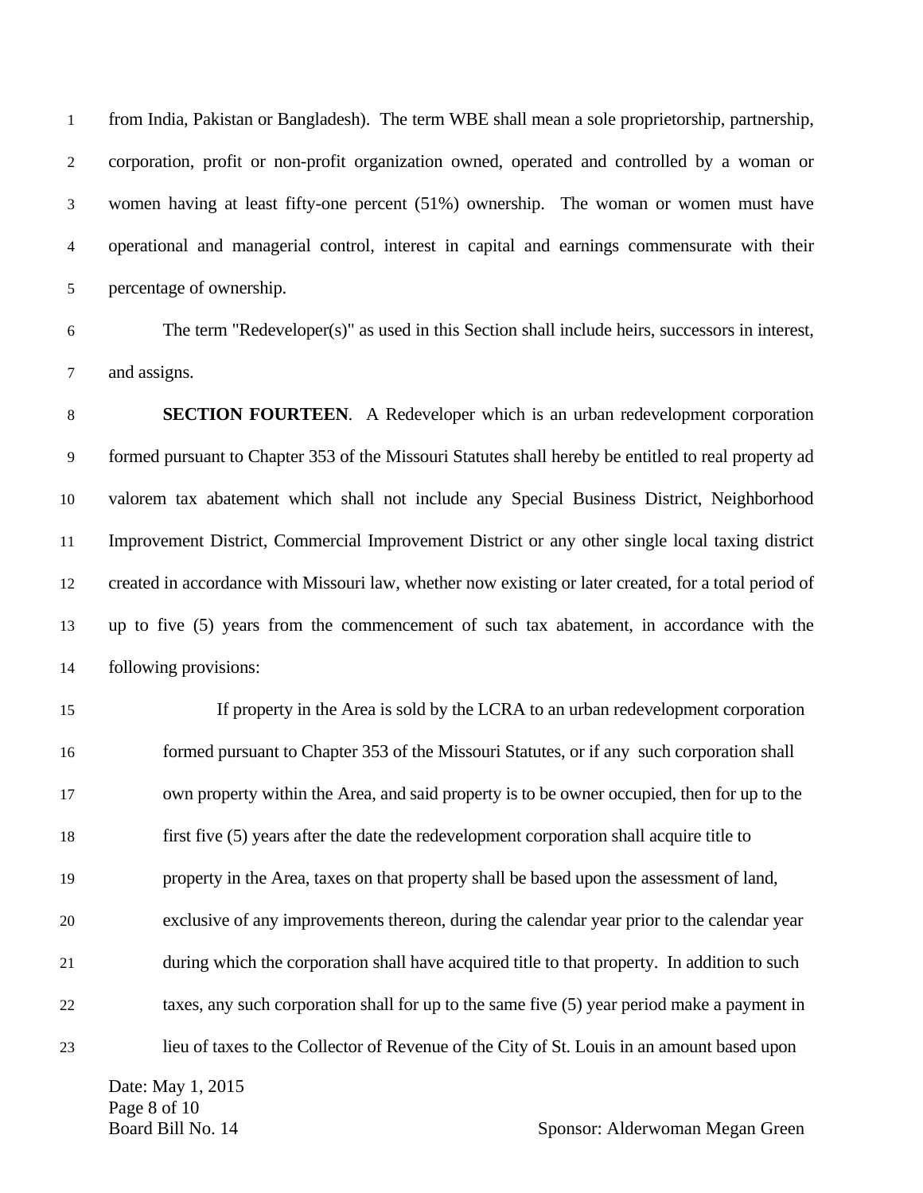from India, Pakistan or Bangladesh). The term WBE shall mean a sole proprietorship, partnership, corporation, profit or non-profit organization owned, operated and controlled by a woman or women having at least fifty-one percent (51%) ownership. The woman or women must have operational and managerial control, interest in capital and earnings commensurate with their percentage of ownership.

The term "Redeveloper(s)" as used in this Section shall include heirs, successors in interest, and assigns.

**SECTION FOURTEEN**. A Redeveloper which is an urban redevelopment corporation formed pursuant to Chapter 353 of the Missouri Statutes shall hereby be entitled to real property ad valorem tax abatement which shall not include any Special Business District, Neighborhood Improvement District, Commercial Improvement District or any other single local taxing district created in accordance with Missouri law, whether now existing or later created, for a total period of up to five (5) years from the commencement of such tax abatement, in accordance with the following provisions:

> If property in the Area is sold by the LCRA to an urban redevelopment corporation formed pursuant to Chapter 353 of the Missouri Statutes, or if any such corporation shall own property within the Area, and said property is to be owner occupied, then for up to the first five (5) years after the date the redevelopment corporation shall acquire title to property in the Area, taxes on that property shall be based upon the assessment of land, exclusive of any improvements thereon, during the calendar year prior to the calendar year during which the corporation shall have acquired title to that property. In addition to such taxes, any such corporation shall for up to the same five (5) year period make a payment in lieu of taxes to the Collector of Revenue of the City of St. Louis in an amount based upon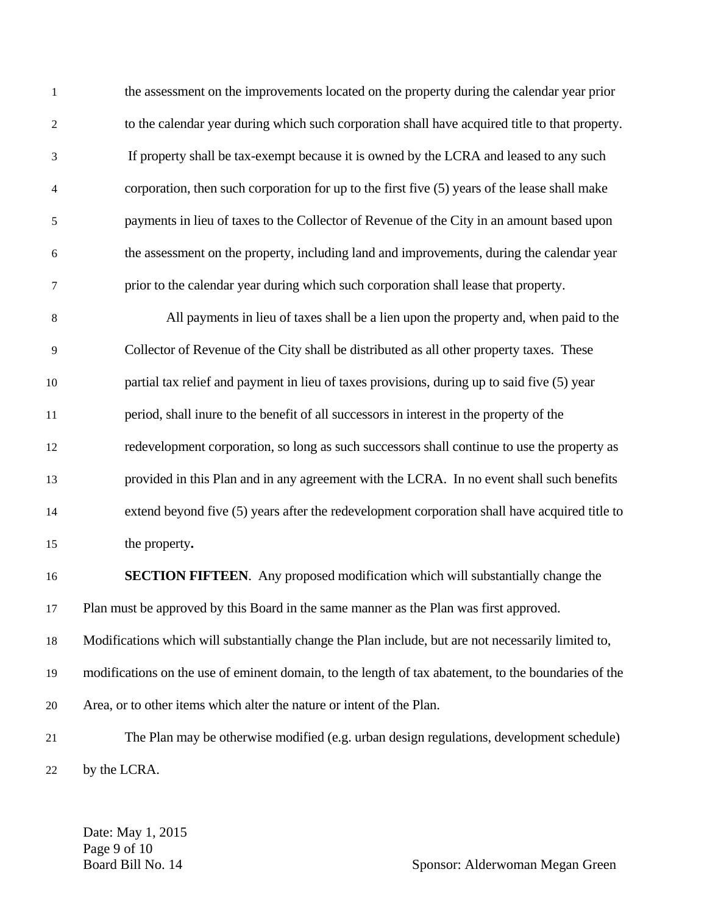the assessment on the improvements located on the property during the calendar year prior to the calendar year during which such corporation shall have acquired title to that property. If property shall be tax-exempt because it is owned by the LCRA and leased to any such corporation, then such corporation for up to the first five (5) years of the lease shall make payments in lieu of taxes to the Collector of Revenue of the City in an amount based upon the assessment on the property, including land and improvements, during the calendar year prior to the calendar year during which such corporation shall lease that property.

All payments in lieu of taxes shall be a lien upon the property and, when paid to the Collector of Revenue of the City shall be distributed as all other property taxes. These partial tax relief and payment in lieu of taxes provisions, during up to said five (5) year period, shall inure to the benefit of all successors in interest in the property of the redevelopment corporation, so long as such successors shall continue to use the property as provided in this Plan and in any agreement with the LCRA. In no event shall such benefits extend beyond five (5) years after the redevelopment corporation shall have acquired title to the property**.**

**SECTION FIFTEEN**. Any proposed modification which will substantially change the Plan must be approved by this Board in the same manner as the Plan was first approved. Modifications which will substantially change the Plan include, but are not necessarily limited to, modifications on the use of eminent domain, to the length of tax abatement, to the boundaries of the Area, or to other items which alter the nature or intent of the Plan.

The Plan may be otherwise modified (e.g. urban design regulations, development schedule) by the LCRA.

Date: May 1, 2015
Board Bill No. 14 Sponsor: Alderwoman Megan Green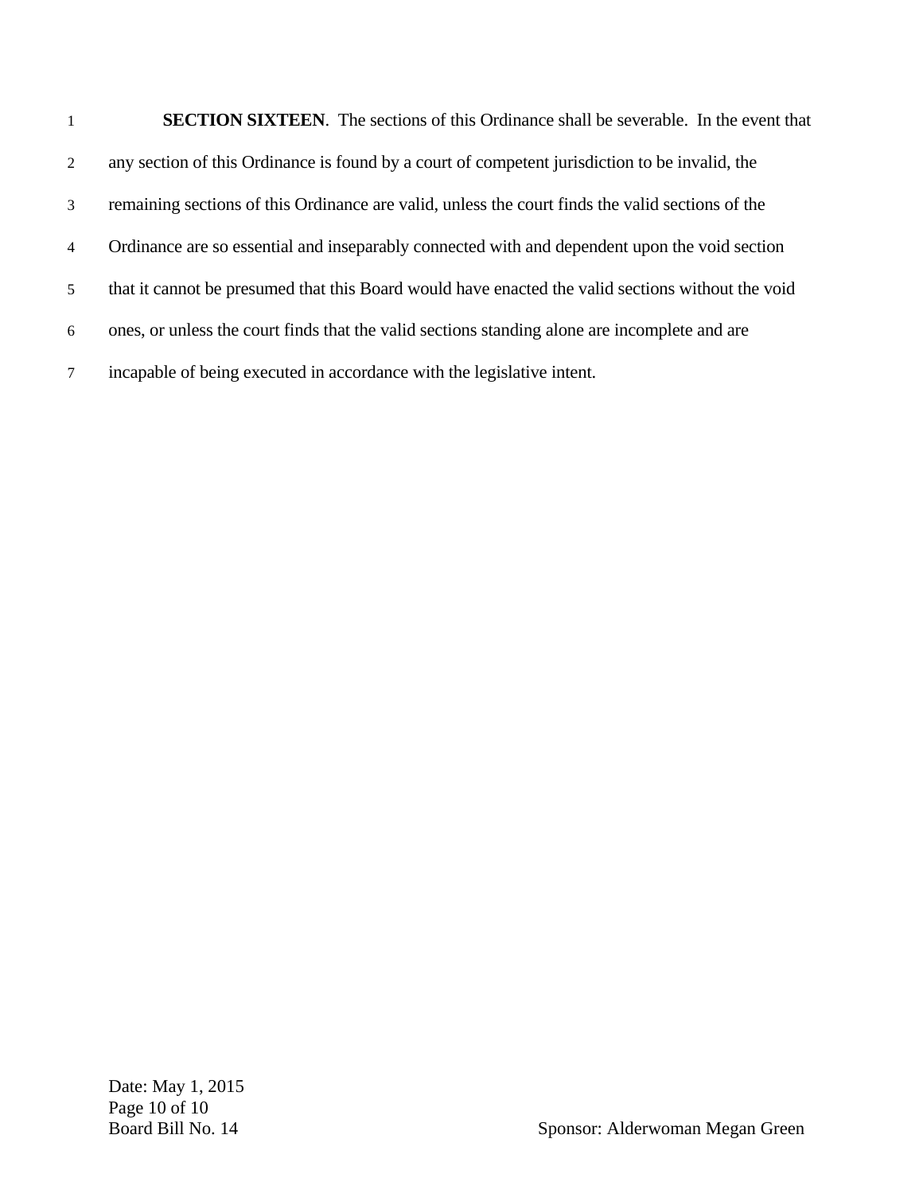**SECTION SIXTEEN**. The sections of this Ordinance shall be severable. In the event that any section of this Ordinance is found by a court of competent jurisdiction to be invalid, the remaining sections of this Ordinance are valid, unless the court finds the valid sections of the Ordinance are so essential and inseparably connected with and dependent upon the void section that it cannot be presumed that this Board would have enacted the valid sections without the void ones, or unless the court finds that the valid sections standing alone are incomplete and are incapable of being executed in accordance with the legislative intent.